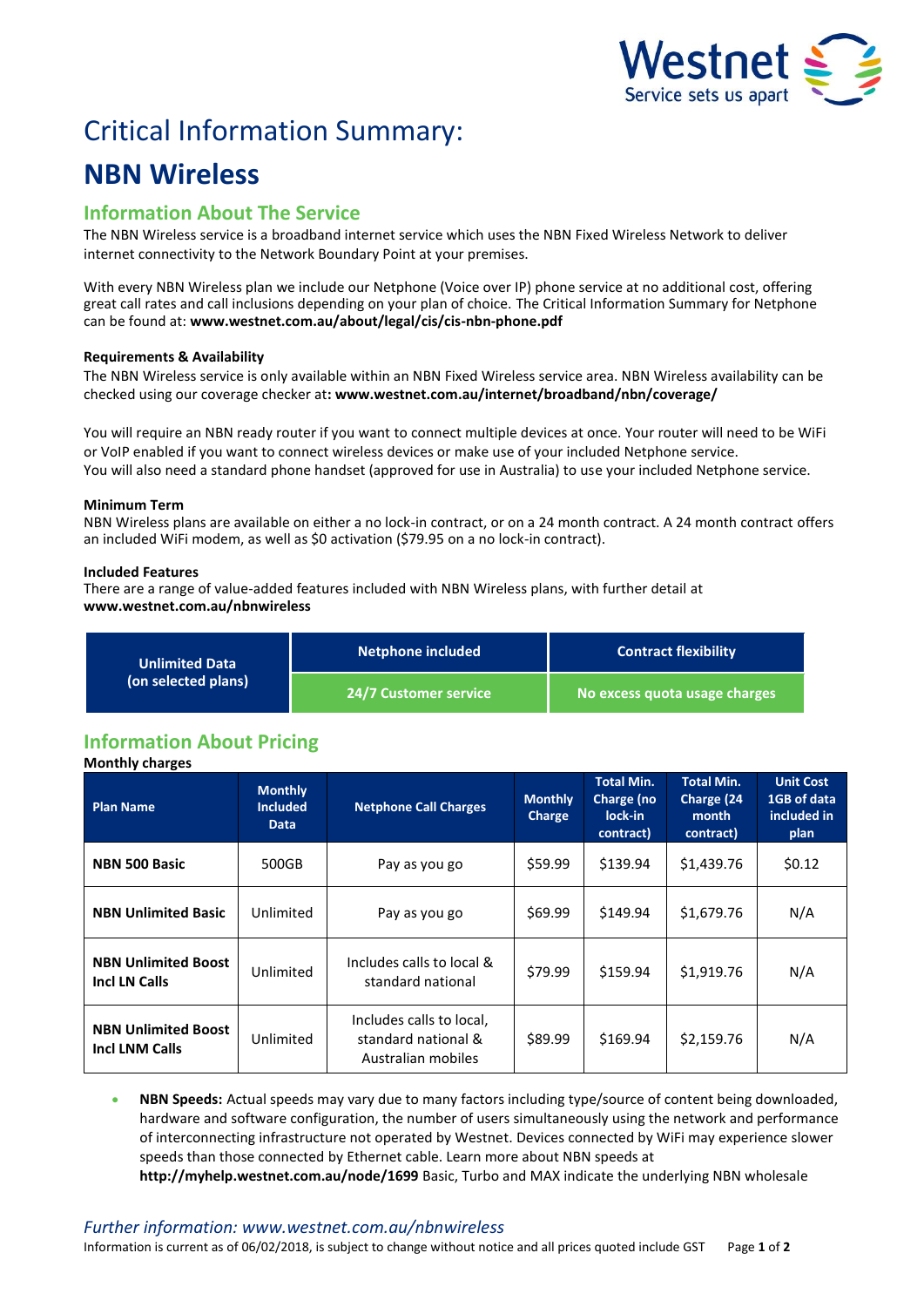# Critical Information Summary:

# NBN Wireless

## Information About The Service

The NBN Wireless service is a broadband internet service which uses the NBN Fixed Wireless Network to deliver internet connectivity to the Network Boundary Point at your premises.

With every NBN Wireless plan we include our Netphone (Voice over IP) phone service at no additional cost, offering great call rates and call inclusions depending on your plan of choice. The Critical Information Summary for Netphone can be found at: **www.westnet.com.au/about/legal/cis/cis-nbn-phone.pdf**

**Requirements & Availability**

The NBN Wireless service is only available within an NBN Fixed Wireless service area. NBN Wireless availability can be checked using our coverage checker at**: www.westnet.com.au/internet/broadband/nbn/coverage/**

You will require an NBN ready router if you want to connect multiple devices at once. Your router will need to be WiFi or VoIP enabled if you want to connect wireless devices or make use of your included Netphone service.
You will also need a standard phone handset (approved for use in Australia) to use your included Netphone service.

**Minimum Term**

NBN Wireless plans are available on either a no lock-in contract, or on a 24 month contract. A 24 month contract offers an included WiFi modem, as well as $0 activation ($79.95 on a no lock-in contract).

**Included Features**

There are a range of value-added features included with NBN Wireless plans, with further detail at **www.westnet.com.au/nbnwireless**

| Unlimited Data (on selected plans) | Netphone included | Contract flexibility |
|---|---|---|
| | 24/7 Customer service | No excess quota usage charges |

## Information About Pricing

**Monthly charges**

| Plan Name | Monthly Included Data | Netphone Call Charges | Monthly Charge | Total Min. Charge (no lock-in contract) | Total Min. Charge (24 month contract) | Unit Cost 1GB of data included in plan |
|---|---|---|---|---|---|---|
| **NBN 500 Basic** | 500GB | Pay as you go | $59.99 | $139.94 | $1,439.76 | $0.12 |
| **NBN Unlimited Basic** | Unlimited | Pay as you go | $69.99 | $149.94 | $1,679.76 | N/A |
| **NBN Unlimited Boost Incl LN Calls** | Unlimited | Includes calls to local & standard national | $79.99 | $159.94 | $1,919.76 | N/A |
| **NBN Unlimited Boost Incl LNM Calls** | Unlimited | Includes calls to local, standard national & Australian mobiles | $89.99 | $169.94 | $2,159.76 | N/A |

- **NBN Speeds:** Actual speeds may vary due to many factors including type/source of content being downloaded, hardware and software configuration, the number of users simultaneously using the network and performance of interconnecting infrastructure not operated by Westnet. Devices connected by WiFi may experience slower speeds than those connected by Ethernet cable. Learn more about NBN speeds at **http://myhelp.westnet.com.au/node/1699** Basic, Turbo and MAX indicate the underlying NBN wholesale

*Further information: www.westnet.com.au/nbnwireless*

Information is current as of 06/02/2018, is subject to change without notice and all prices quoted include GST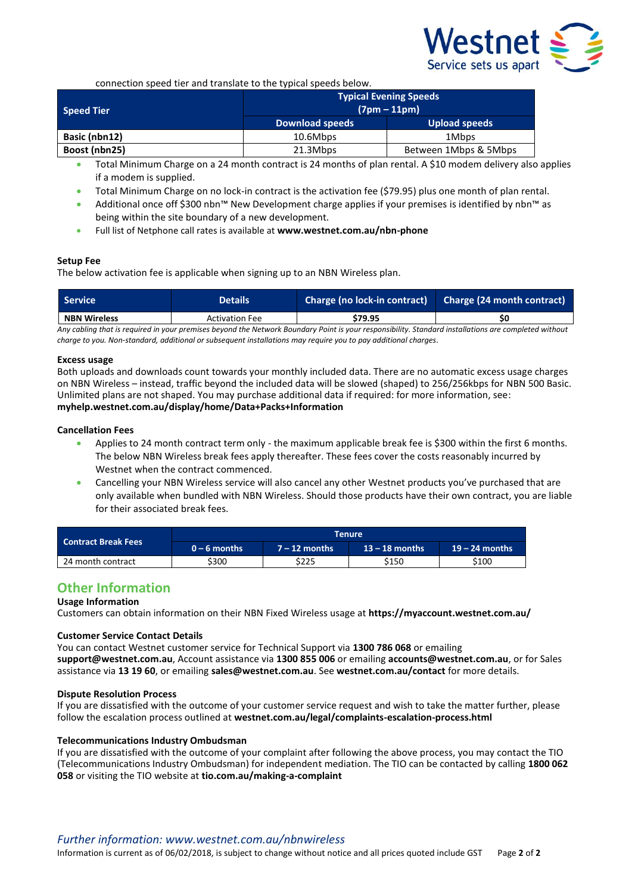connection speed tier and translate to the typical speeds below.

| Speed Tier | Typical Evening Speeds (7pm – 11pm) | |
|---|---|---|
| | Download speeds | Upload speeds |
| **Basic (nbn12)** | 10.6Mbps | 1Mbps |
| **Boost (nbn25)** | 21.3Mbps | Between 1Mbps & 5Mbps |

- Total Minimum Charge on a 24 month contract is 24 months of plan rental. A $10 modem delivery also applies if a modem is supplied.
- Total Minimum Charge on no lock-in contract is the activation fee ($79.95) plus one month of plan rental.
- Additional once off $300 nbn™ New Development charge applies if your premises is identified by nbn™ as being within the site boundary of a new development.
- Full list of Netphone call rates is available at **www.westnet.com.au/nbn-phone**

**Setup Fee**

The below activation fee is applicable when signing up to an NBN Wireless plan.

| Service | Details | Charge (no lock-in contract) | Charge (24 month contract) |
|---|---|---|---|
| **NBN Wireless** | Activation Fee | **$79.95** | **$0** |

*Any cabling that is required in your premises beyond the Network Boundary Point is your responsibility. Standard installations are completed without charge to you. Non-standard, additional or subsequent installations may require you to pay additional charges.*

**Excess usage**

Both uploads and downloads count towards your monthly included data. There are no automatic excess usage charges on NBN Wireless – instead, traffic beyond the included data will be slowed (shaped) to 256/256kbps for NBN 500 Basic. Unlimited plans are not shaped. You may purchase additional data if required: for more information, see: **myhelp.westnet.com.au/display/home/Data+Packs+Information**

**Cancellation Fees**

- Applies to 24 month contract term only - the maximum applicable break fee is $300 within the first 6 months. The below NBN Wireless break fees apply thereafter. These fees cover the costs reasonably incurred by Westnet when the contract commenced.
- Cancelling your NBN Wireless service will also cancel any other Westnet products you've purchased that are only available when bundled with NBN Wireless. Should those products have their own contract, you are liable for their associated break fees.

| Contract Break Fees | Tenure | | | |
|---|---|---|---|---|
| | 0 – 6 months | 7 – 12 months | 13 – 18 months | 19 – 24 months |
| 24 month contract | $300 | $225 | $150 | $100 |

## Other Information

**Usage Information**

Customers can obtain information on their NBN Fixed Wireless usage at **https://myaccount.westnet.com.au/**

**Customer Service Contact Details**

You can contact Westnet customer service for Technical Support via **1300 786 068** or emailing **support@westnet.com.au**, Account assistance via **1300 855 006** or emailing **accounts@westnet.com.au**, or for Sales assistance via **13 19 60**, or emailing **sales@westnet.com.au**. See **westnet.com.au/contact** for more details.

**Dispute Resolution Process**

If you are dissatisfied with the outcome of your customer service request and wish to take the matter further, please follow the escalation process outlined at **westnet.com.au/legal/complaints-escalation-process.html**

**Telecommunications Industry Ombudsman**

If you are dissatisfied with the outcome of your complaint after following the above process, you may contact the TIO (Telecommunications Industry Ombudsman) for independent mediation. The TIO can be contacted by calling **1800 062 058** or visiting the TIO website at **tio.com.au/making-a-complaint**

*Further information: www.westnet.com.au/nbnwireless*

Information is current as of 06/02/2018, is subject to change without notice and all prices quoted include GST